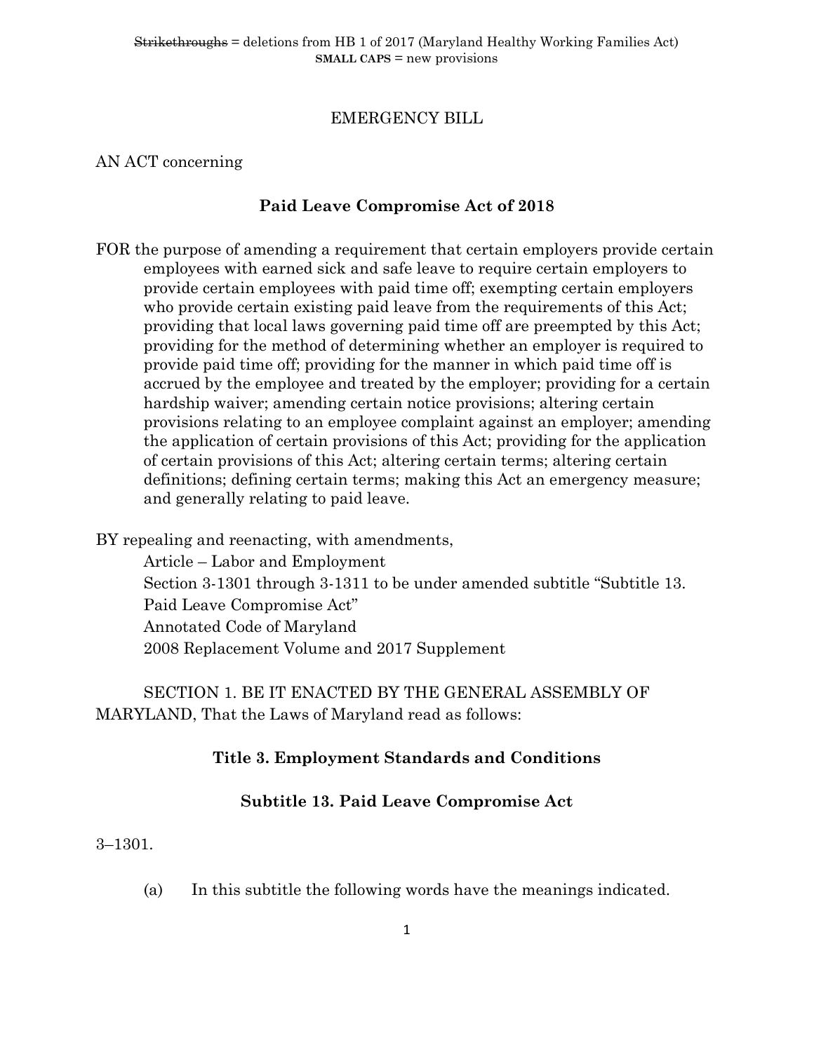~~Strikethroughs~~ = deletions from HB 1 of 2017 (Maryland Healthy Working Families Act)
**SMALL CAPS** = new provisions

EMERGENCY BILL

AN ACT concerning

## Paid Leave Compromise Act of 2018

FOR the purpose of amending a requirement that certain employers provide certain employees with earned sick and safe leave to require certain employers to provide certain employees with paid time off; exempting certain employers who provide certain existing paid leave from the requirements of this Act; providing that local laws governing paid time off are preempted by this Act; providing for the method of determining whether an employer is required to provide paid time off; providing for the manner in which paid time off is accrued by the employee and treated by the employer; providing for a certain hardship waiver; amending certain notice provisions; altering certain provisions relating to an employee complaint against an employer; amending the application of certain provisions of this Act; providing for the application of certain provisions of this Act; altering certain terms; altering certain definitions; defining certain terms; making this Act an emergency measure; and generally relating to paid leave.

BY repealing and reenacting, with amendments,
Article – Labor and Employment
Section 3-1301 through 3-1311 to be under amended subtitle "Subtitle 13. Paid Leave Compromise Act"
Annotated Code of Maryland
2008 Replacement Volume and 2017 Supplement

SECTION 1. BE IT ENACTED BY THE GENERAL ASSEMBLY OF MARYLAND, That the Laws of Maryland read as follows:

### Title 3. Employment Standards and Conditions

### Subtitle 13. Paid Leave Compromise Act

3–1301.

(a) In this subtitle the following words have the meanings indicated.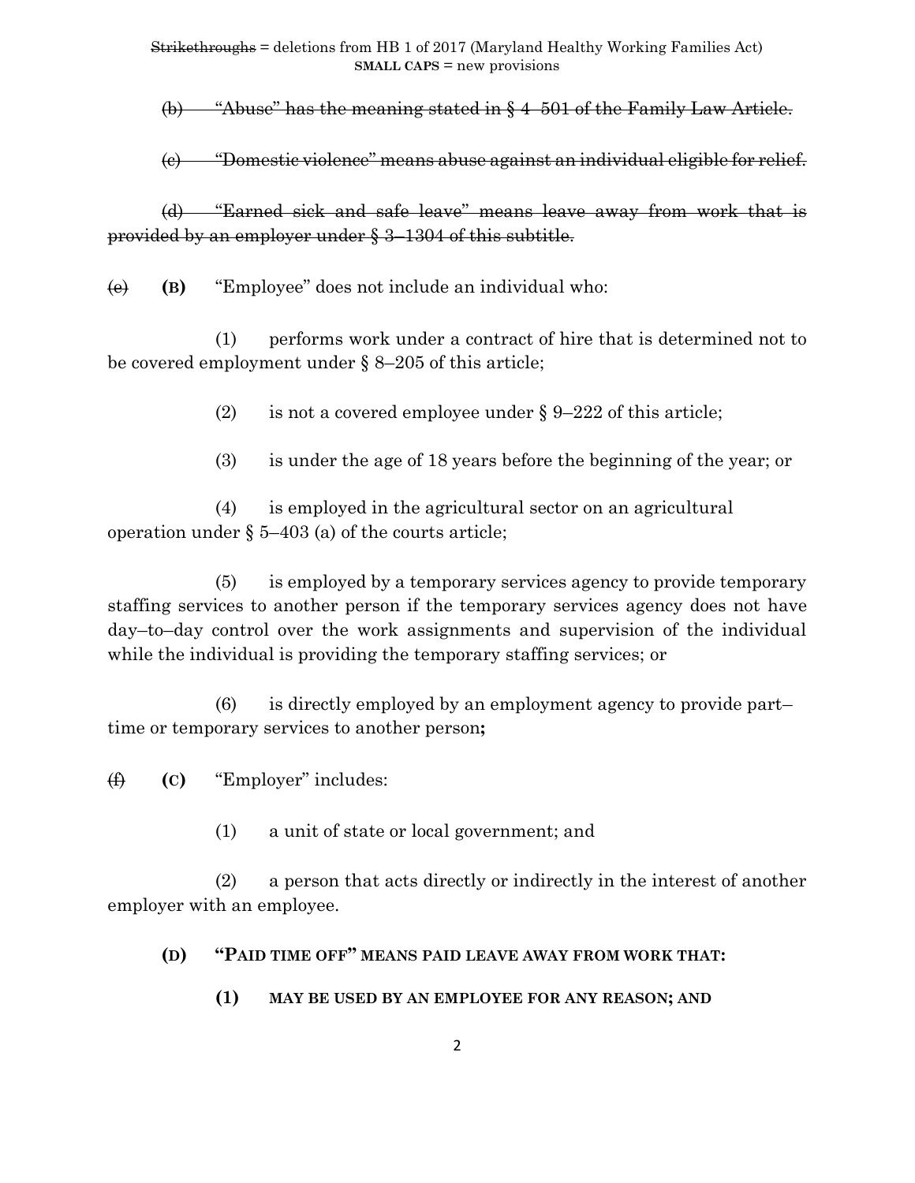~~Strikethroughs~~ = deletions from HB 1 of 2017 (Maryland Healthy Working Families Act)
**SMALL CAPS** = new provisions

~~(b) "Abuse" has the meaning stated in § 4–501 of the Family Law Article.~~

~~(c) "Domestic violence" means abuse against an individual eligible for relief.~~

~~(d) "Earned sick and safe leave" means leave away from work that is provided by an employer under § 3–1304 of this subtitle.~~

~~(e)~~ **(B)** "Employee" does not include an individual who:

(1) performs work under a contract of hire that is determined not to be covered employment under § 8–205 of this article;

(2) is not a covered employee under § 9–222 of this article;

(3) is under the age of 18 years before the beginning of the year; or

(4) is employed in the agricultural sector on an agricultural operation under § 5–403 (a) of the courts article;

(5) is employed by a temporary services agency to provide temporary staffing services to another person if the temporary services agency does not have day–to–day control over the work assignments and supervision of the individual while the individual is providing the temporary staffing services; or

(6) is directly employed by an employment agency to provide part–time or temporary services to another person**;**

~~(f)~~ **(C)** "Employer" includes:

(1) a unit of state or local government; and

(2) a person that acts directly or indirectly in the interest of another employer with an employee.

**(D) "PAID TIME OFF" MEANS PAID LEAVE AWAY FROM WORK THAT:**

**(1) MAY BE USED BY AN EMPLOYEE FOR ANY REASON; AND**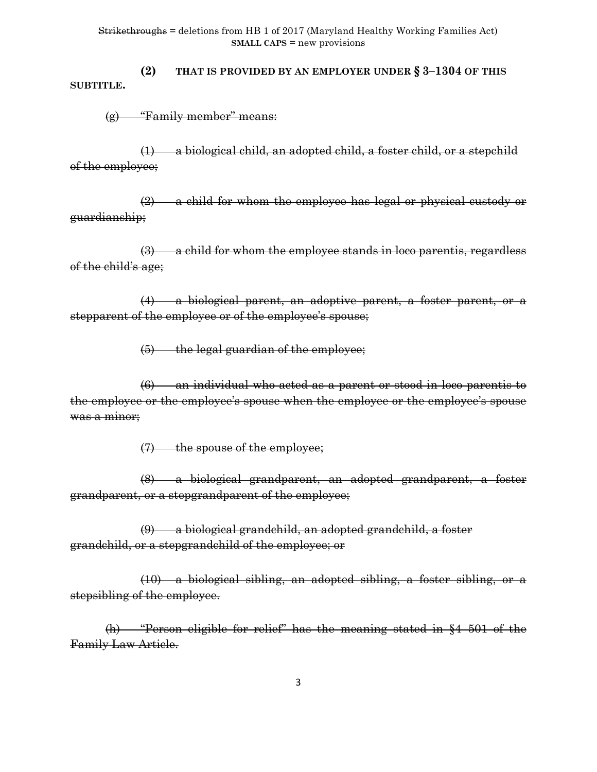**(2) THAT IS PROVIDED BY AN EMPLOYER UNDER § 3–1304 OF THIS SUBTITLE.**

~~(g) "Family member" means:~~

~~(1) a biological child, an adopted child, a foster child, or a stepchild of the employee;~~

~~(2) a child for whom the employee has legal or physical custody or guardianship;~~

~~(3) a child for whom the employee stands in loco parentis, regardless of the child's age;~~

~~(4) a biological parent, an adoptive parent, a foster parent, or a stepparent of the employee or of the employee's spouse;~~

~~(5) the legal guardian of the employee;~~

~~(6) an individual who acted as a parent or stood in loco parentis to the employee or the employee's spouse when the employee or the employee's spouse was a minor;~~

~~(7) the spouse of the employee;~~

~~(8) a biological grandparent, an adopted grandparent, a foster grandparent, or a stepgrandparent of the employee;~~

~~(9) a biological grandchild, an adopted grandchild, a foster grandchild, or a stepgrandchild of the employee; or~~

~~(10) a biological sibling, an adopted sibling, a foster sibling, or a stepsibling of the employee.~~

~~(h) "Person eligible for relief" has the meaning stated in §4–501 of the Family Law Article.~~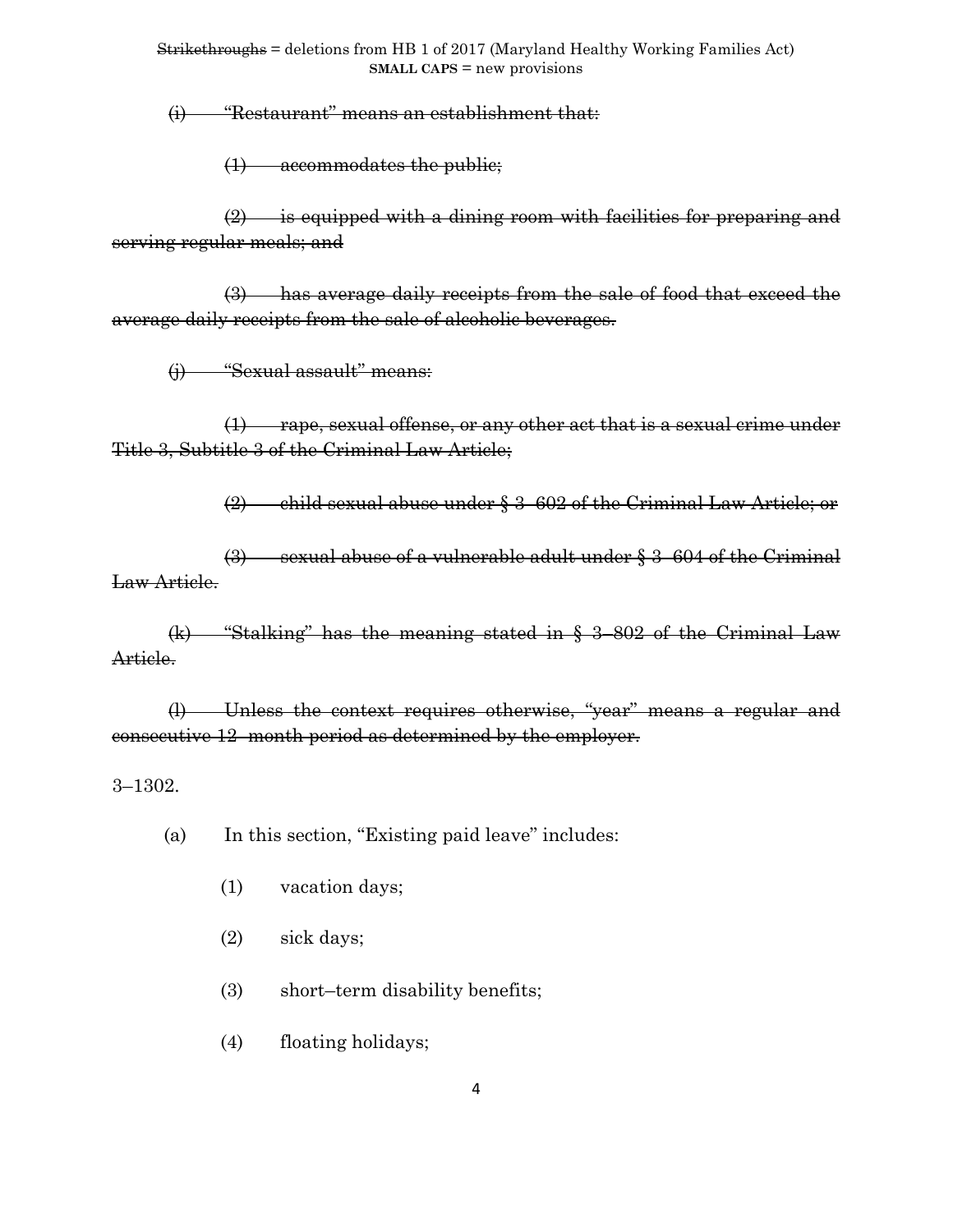~~Strikethroughs~~ = deletions from HB 1 of 2017 (Maryland Healthy Working Families Act)
**SMALL CAPS** = new provisions

~~(i) "Restaurant" means an establishment that:~~

~~(1) accommodates the public;~~

~~(2) is equipped with a dining room with facilities for preparing and serving regular meals; and~~

~~(3) has average daily receipts from the sale of food that exceed the average daily receipts from the sale of alcoholic beverages.~~

~~(j) "Sexual assault" means:~~

~~(1) rape, sexual offense, or any other act that is a sexual crime under Title 3, Subtitle 3 of the Criminal Law Article;~~

~~(2) child sexual abuse under § 3–602 of the Criminal Law Article; or~~

~~(3) sexual abuse of a vulnerable adult under § 3–604 of the Criminal Law Article.~~

~~(k) "Stalking" has the meaning stated in § 3–802 of the Criminal Law Article.~~

~~(l) Unless the context requires otherwise, "year" means a regular and consecutive 12–month period as determined by the employer.~~

3–1302.

(a) In this section, "Existing paid leave" includes:

(1) vacation days;

(2) sick days;

(3) short–term disability benefits;

(4) floating holidays;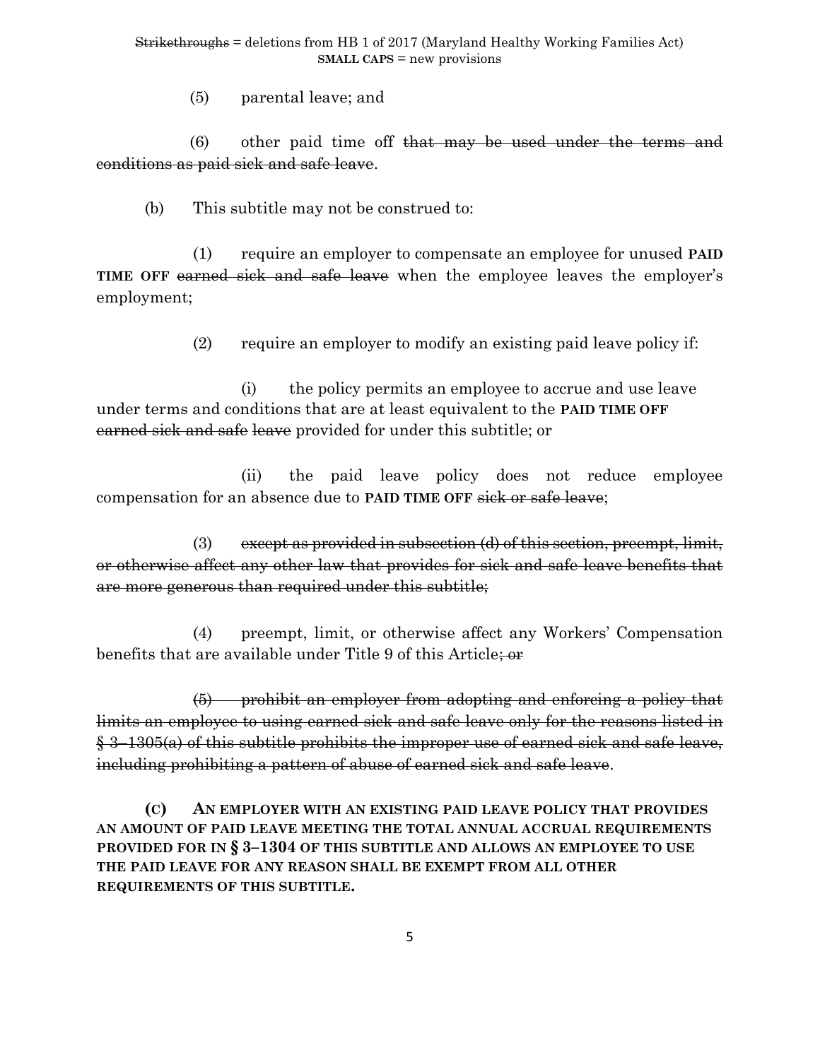~~Strikethroughs~~ = deletions from HB 1 of 2017 (Maryland Healthy Working Families Act)
**SMALL CAPS** = new provisions

(5) parental leave; and

(6) other paid time off ~~that may be used under the terms and conditions as paid sick and safe leave~~.

(b) This subtitle may not be construed to:

(1) require an employer to compensate an employee for unused **PAID TIME OFF** ~~earned sick and safe leave~~ when the employee leaves the employer's employment;

(2) require an employer to modify an existing paid leave policy if:

(i) the policy permits an employee to accrue and use leave under terms and conditions that are at least equivalent to the **PAID TIME OFF** ~~earned sick and safe~~ ~~leave~~ provided for under this subtitle; or

(ii) the paid leave policy does not reduce employee compensation for an absence due to **PAID TIME OFF** ~~sick or safe leave~~;

(3) ~~except as provided in subsection (d) of this section, preempt, limit, or otherwise affect any other law that provides for sick and safe leave benefits that are more generous than required under this subtitle;~~

(4) preempt, limit, or otherwise affect any Workers' Compensation benefits that are available under Title 9 of this Article~~; or~~

~~(5) prohibit an employer from adopting and enforcing a policy that limits an employee to using earned sick and safe leave only for the reasons listed in § 3–1305(a) of this subtitle prohibits the improper use of earned sick and safe leave, including prohibiting a pattern of abuse of earned sick and safe leave~~.

**(C) AN EMPLOYER WITH AN EXISTING PAID LEAVE POLICY THAT PROVIDES AN AMOUNT OF PAID LEAVE MEETING THE TOTAL ANNUAL ACCRUAL REQUIREMENTS PROVIDED FOR IN § 3–1304 OF THIS SUBTITLE AND ALLOWS AN EMPLOYEE TO USE THE PAID LEAVE FOR ANY REASON SHALL BE EXEMPT FROM ALL OTHER REQUIREMENTS OF THIS SUBTITLE.**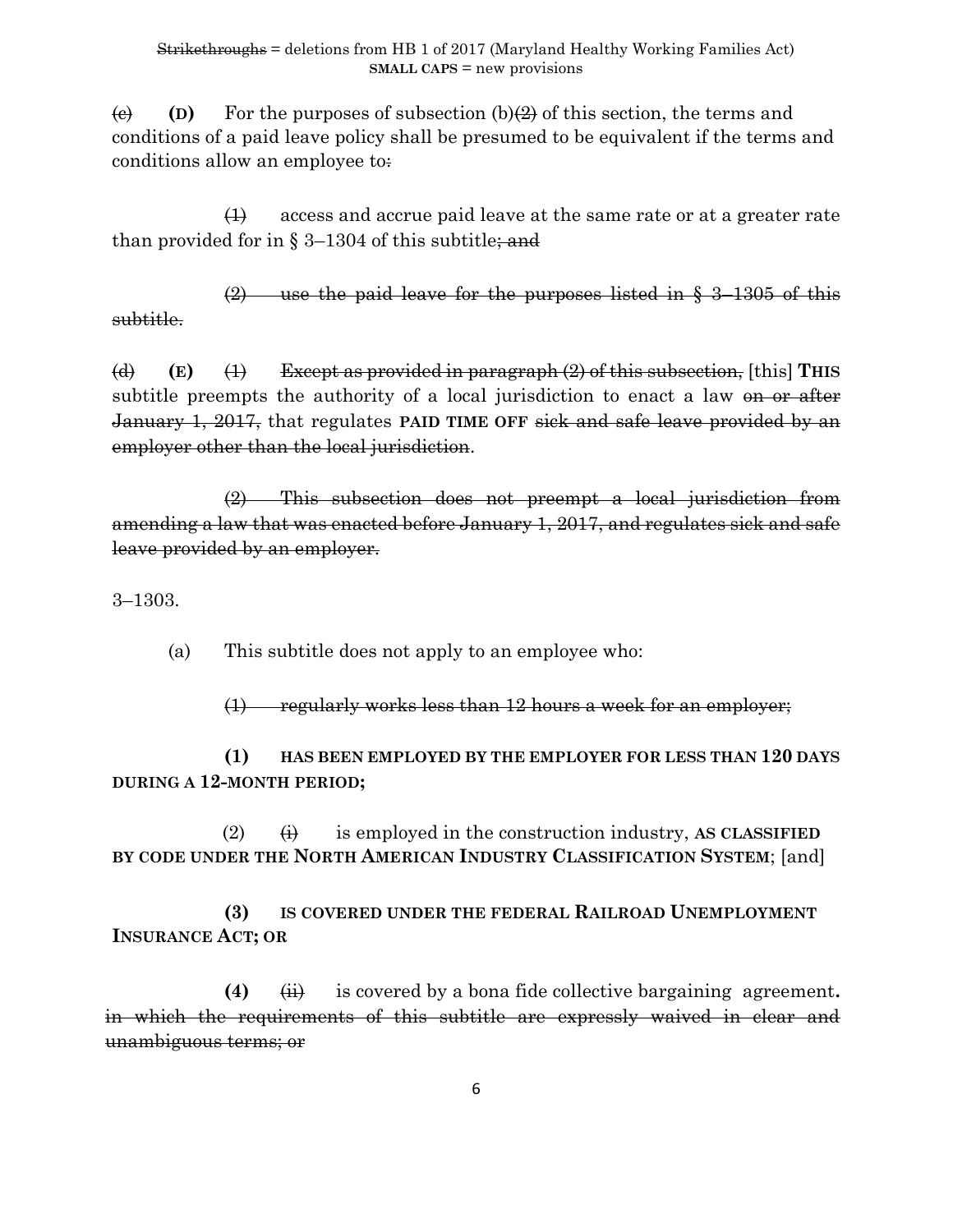~~(c)~~ **(D)** For the purposes of subsection (b)~~(2)~~ of this section, the terms and conditions of a paid leave policy shall be presumed to be equivalent if the terms and conditions allow an employee to~~:~~

~~(1)~~ access and accrue paid leave at the same rate or at a greater rate than provided for in § 3–1304 of this subtitle~~; and~~

~~(2) use the paid leave for the purposes listed in § 3–1305 of this subtitle.~~

~~(d)~~ **(E)** ~~(1) Except as provided in paragraph (2) of this subsection,~~ [this] **THIS** subtitle preempts the authority of a local jurisdiction to enact a law ~~on or after January 1, 2017,~~ that regulates **PAID TIME OFF** ~~sick and safe leave provided by an employer other than the local jurisdiction~~.

~~(2) This subsection does not preempt a local jurisdiction from amending a law that was enacted before January 1, 2017, and regulates sick and safe leave provided by an employer.~~

3–1303.

(a) This subtitle does not apply to an employee who:

~~(1) regularly works less than 12 hours a week for an employer;~~

**(1) HAS BEEN EMPLOYED BY THE EMPLOYER FOR LESS THAN 120 DAYS DURING A 12-MONTH PERIOD;**

(2) ~~(i)~~ is employed in the construction industry, **AS CLASSIFIED BY CODE UNDER THE NORTH AMERICAN INDUSTRY CLASSIFICATION SYSTEM**; [and]

**(3) IS COVERED UNDER THE FEDERAL RAILROAD UNEMPLOYMENT INSURANCE ACT; OR**

**(4)** ~~(ii)~~ is covered by a bona fide collective bargaining agreement**.** ~~in which the requirements of this subtitle are expressly waived in clear and unambiguous terms; or~~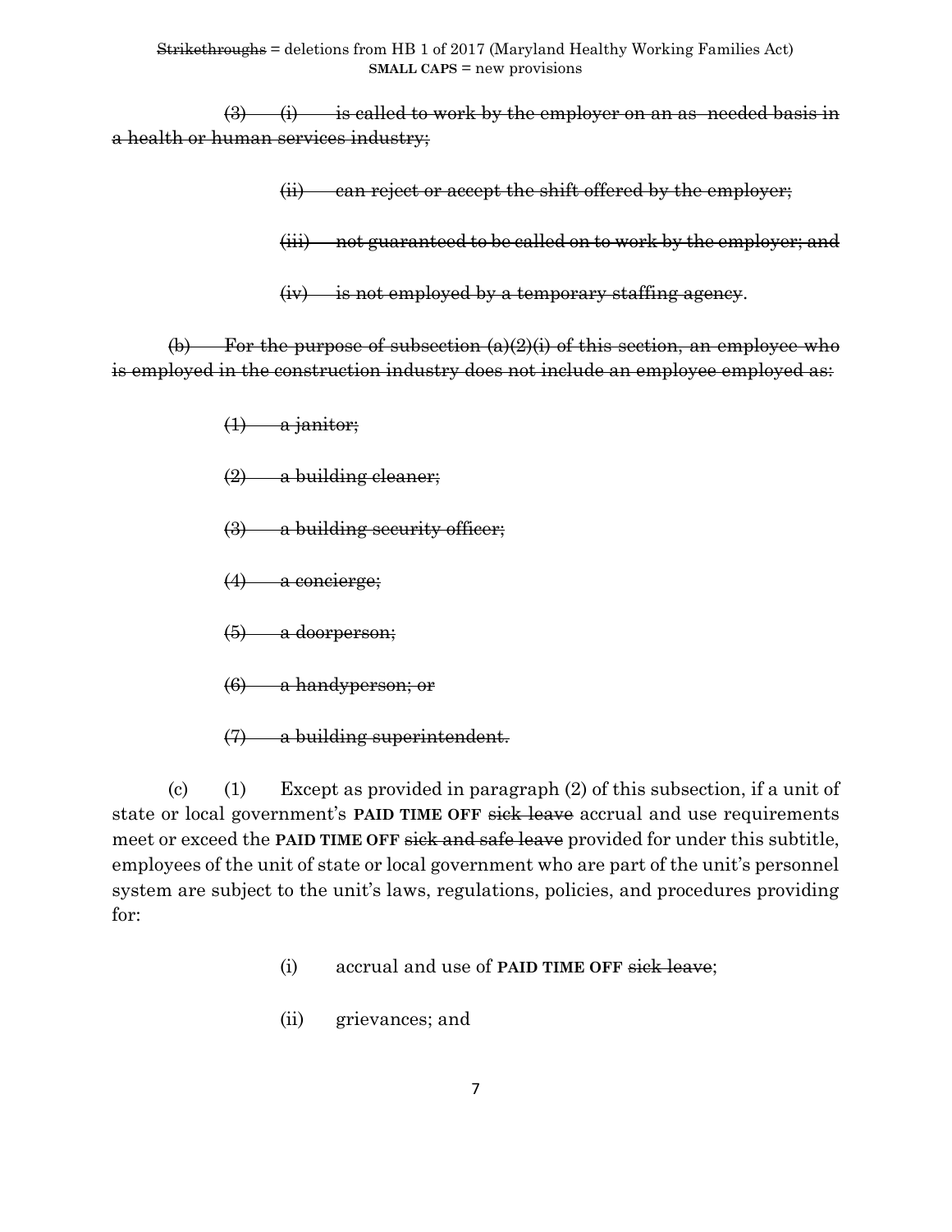~~Strikethroughs~~ = deletions from HB 1 of 2017 (Maryland Healthy Working Families Act)
**SMALL CAPS** = new provisions

~~(3) (i) is called to work by the employer on an as- needed basis in a health or human services industry;~~

~~(ii) can reject or accept the shift offered by the employer;~~

~~(iii) not guaranteed to be called on to work by the employer; and~~

~~(iv) is not employed by a temporary staffing agency~~.

~~(b) For the purpose of subsection (a)(2)(i) of this section, an employee who is employed in the construction industry does not include an employee employed as:~~

~~(1) a janitor;~~

~~(2) a building cleaner;~~

~~(3) a building security officer;~~

~~(4) a concierge;~~

~~(5) a doorperson;~~

~~(6) a handyperson; or~~

~~(7) a building superintendent.~~

(c) (1) Except as provided in paragraph (2) of this subsection, if a unit of state or local government's **PAID TIME OFF** ~~sick leave~~ accrual and use requirements meet or exceed the **PAID TIME OFF** ~~sick and safe leave~~ provided for under this subtitle, employees of the unit of state or local government who are part of the unit's personnel system are subject to the unit's laws, regulations, policies, and procedures providing for:

(i) accrual and use of **PAID TIME OFF** ~~sick leave~~;

(ii) grievances; and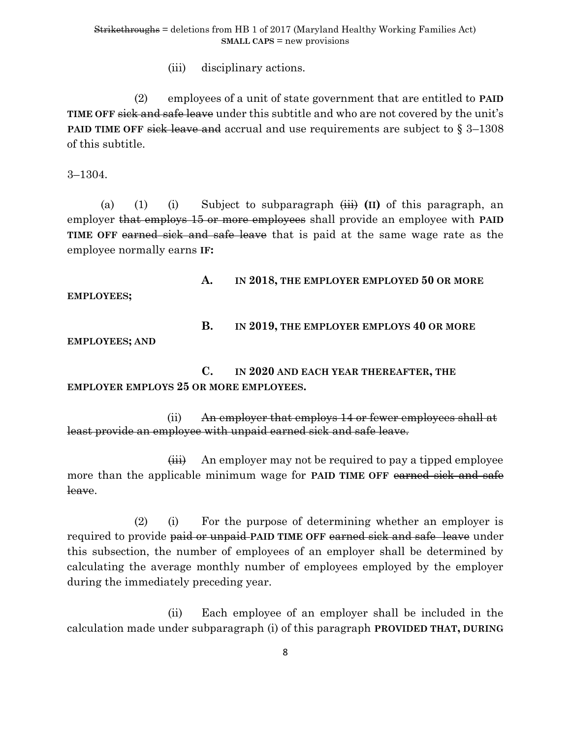(iii) disciplinary actions.

(2) employees of a unit of state government that are entitled to **PAID TIME OFF** ~~sick and safe leave~~ under this subtitle and who are not covered by the unit's **PAID TIME OFF** ~~sick leave and~~ accrual and use requirements are subject to § 3–1308 of this subtitle.

3–1304.

(a) (1) (i) Subject to subparagraph ~~(iii)~~ **(II)** of this paragraph, an employer ~~that employs 15 or more employees~~ shall provide an employee with **PAID TIME OFF** ~~earned sick and safe leave~~ that is paid at the same wage rate as the employee normally earns **IF:**

**A. IN 2018, THE EMPLOYER EMPLOYED 50 OR MORE EMPLOYEES;**

**B. IN 2019, THE EMPLOYER EMPLOYS 40 OR MORE EMPLOYEES; AND**

**C. IN 2020 AND EACH YEAR THEREAFTER, THE EMPLOYER EMPLOYS 25 OR MORE EMPLOYEES.**

(ii) ~~An employer that employs 14 or fewer employees shall at least provide an employee with unpaid earned sick and safe leave.~~

~~(iii)~~ An employer may not be required to pay a tipped employee more than the applicable minimum wage for **PAID TIME OFF** ~~earned sick and safe leave~~.

(2) (i) For the purpose of determining whether an employer is required to provide ~~paid or unpaid~~ **PAID TIME OFF** ~~earned sick and safe leave~~ under this subsection, the number of employees of an employer shall be determined by calculating the average monthly number of employees employed by the employer during the immediately preceding year.

(ii) Each employee of an employer shall be included in the calculation made under subparagraph (i) of this paragraph **PROVIDED THAT, DURING**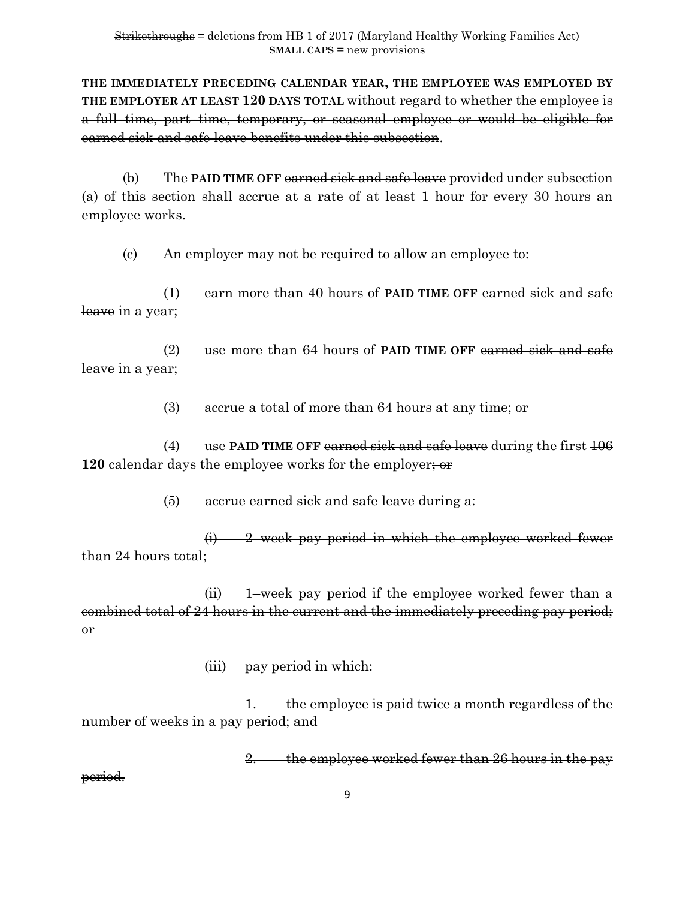**THE IMMEDIATELY PRECEDING CALENDAR YEAR, THE EMPLOYEE WAS EMPLOYED BY THE EMPLOYER AT LEAST 120 DAYS TOTAL** ~~without regard to whether the employee is a full–time, part–time, temporary, or seasonal employee or would be eligible for earned sick and safe leave benefits under this subsection~~.

(b) The **PAID TIME OFF** ~~earned sick and safe leave~~ provided under subsection (a) of this section shall accrue at a rate of at least 1 hour for every 30 hours an employee works.

(c) An employer may not be required to allow an employee to:

(1) earn more than 40 hours of **PAID TIME OFF** ~~earned sick and safe leave~~ in a year;

(2) use more than 64 hours of **PAID TIME OFF** ~~earned sick and safe~~ leave in a year;

(3) accrue a total of more than 64 hours at any time; or

(4) use **PAID TIME OFF** ~~earned sick and safe leave~~ during the first ~~106~~ **120** calendar days the employee works for the employer~~; or~~

(5) ~~accrue earned sick and safe leave during a:~~

~~(i) 2 week pay period in which the employee worked fewer than 24 hours total;~~

~~(ii) 1–week pay period if the employee worked fewer than a combined total of 24 hours in the current and the immediately preceding pay period; or~~

~~(iii) pay period in which:~~

~~1. the employee is paid twice a month regardless of the number of weeks in a pay period; and~~

~~2. the employee worked fewer than 26 hours in the pay period.~~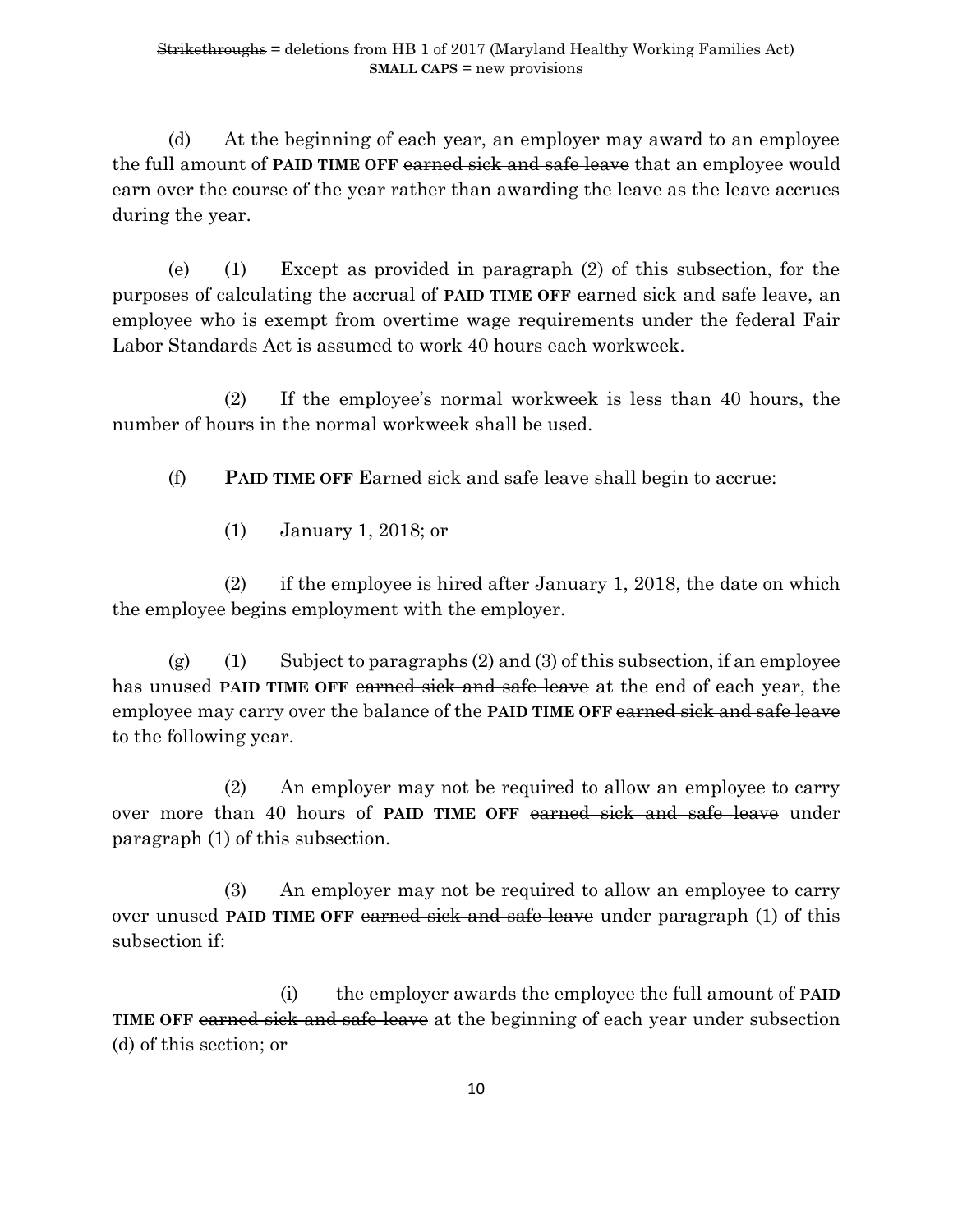(d) At the beginning of each year, an employer may award to an employee the full amount of **PAID TIME OFF** ~~earned sick and safe leave~~ that an employee would earn over the course of the year rather than awarding the leave as the leave accrues during the year.

(e) (1) Except as provided in paragraph (2) of this subsection, for the purposes of calculating the accrual of **PAID TIME OFF** ~~earned sick and safe leave~~, an employee who is exempt from overtime wage requirements under the federal Fair Labor Standards Act is assumed to work 40 hours each workweek.

(2) If the employee's normal workweek is less than 40 hours, the number of hours in the normal workweek shall be used.

(f) **PAID TIME OFF** ~~Earned sick and safe leave~~ shall begin to accrue:

(1) January 1, 2018; or

(2) if the employee is hired after January 1, 2018, the date on which the employee begins employment with the employer.

(g) (1) Subject to paragraphs (2) and (3) of this subsection, if an employee has unused **PAID TIME OFF** ~~earned sick and safe leave~~ at the end of each year, the employee may carry over the balance of the **PAID TIME OFF** ~~earned sick and safe leave~~ to the following year.

(2) An employer may not be required to allow an employee to carry over more than 40 hours of **PAID TIME OFF** ~~earned sick and safe leave~~ under paragraph (1) of this subsection.

(3) An employer may not be required to allow an employee to carry over unused **PAID TIME OFF** ~~earned sick and safe leave~~ under paragraph (1) of this subsection if:

(i) the employer awards the employee the full amount of **PAID TIME OFF** ~~earned sick and safe leave~~ at the beginning of each year under subsection (d) of this section; or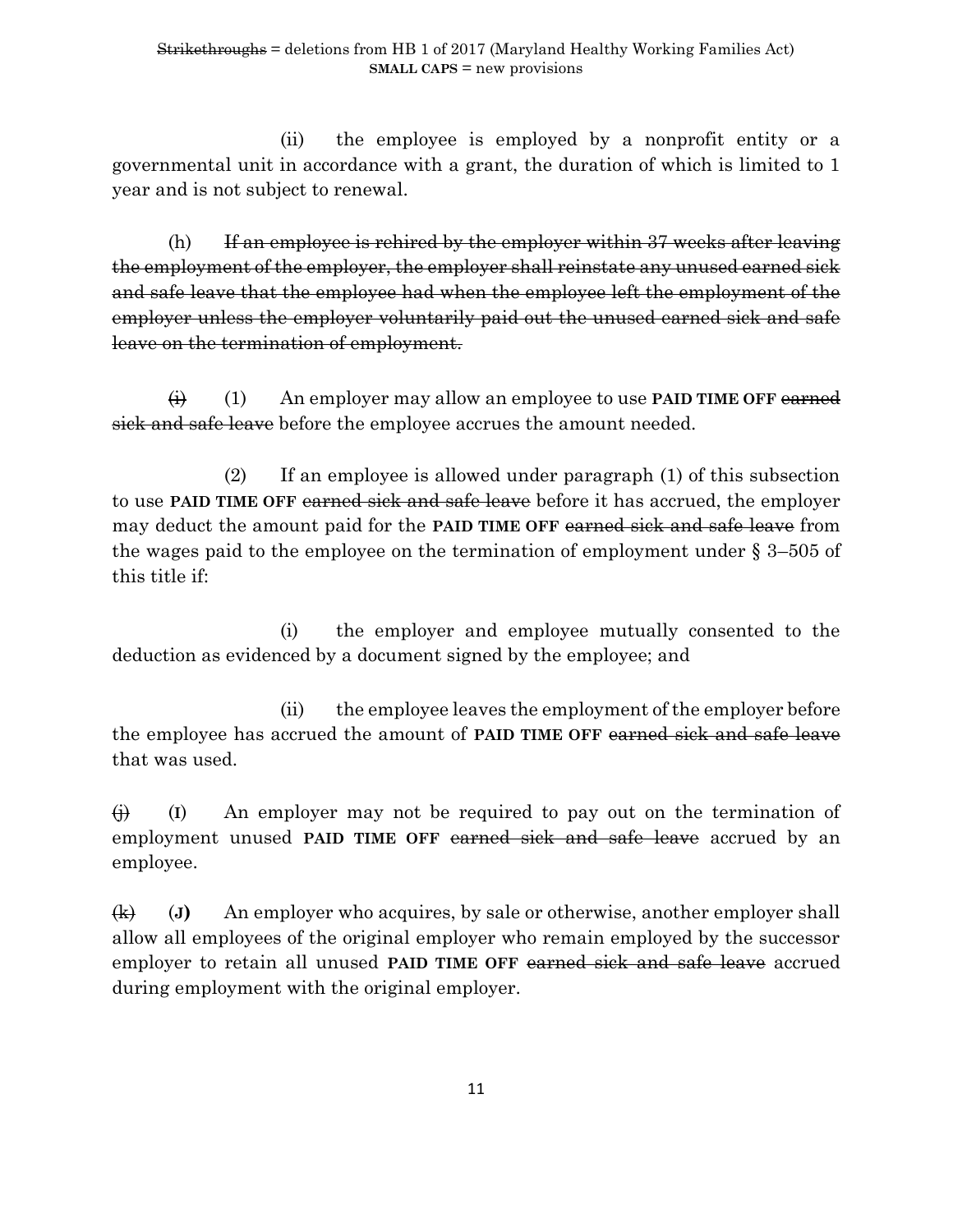(ii) the employee is employed by a nonprofit entity or a governmental unit in accordance with a grant, the duration of which is limited to 1 year and is not subject to renewal.

(h) ~~If an employee is rehired by the employer within 37 weeks after leaving the employment of the employer, the employer shall reinstate any unused earned sick and safe leave that the employee had when the employee left the employment of the employer unless the employer voluntarily paid out the unused earned sick and safe leave on the termination of employment.~~

~~(i)~~ (1) An employer may allow an employee to use **PAID TIME OFF** ~~earned sick and safe leave~~ before the employee accrues the amount needed.

(2) If an employee is allowed under paragraph (1) of this subsection to use **PAID TIME OFF** ~~earned sick and safe leave~~ before it has accrued, the employer may deduct the amount paid for the **PAID TIME OFF** ~~earned sick and safe leave~~ from the wages paid to the employee on the termination of employment under § 3–505 of this title if:

(i) the employer and employee mutually consented to the deduction as evidenced by a document signed by the employee; and

(ii) the employee leaves the employment of the employer before the employee has accrued the amount of **PAID TIME OFF** ~~earned sick and safe leave~~ that was used.

~~(j)~~ (**I**) An employer may not be required to pay out on the termination of employment unused **PAID TIME OFF** ~~earned sick and safe leave~~ accrued by an employee.

~~(k)~~ (**J)** An employer who acquires, by sale or otherwise, another employer shall allow all employees of the original employer who remain employed by the successor employer to retain all unused **PAID TIME OFF** ~~earned sick and safe leave~~ accrued during employment with the original employer.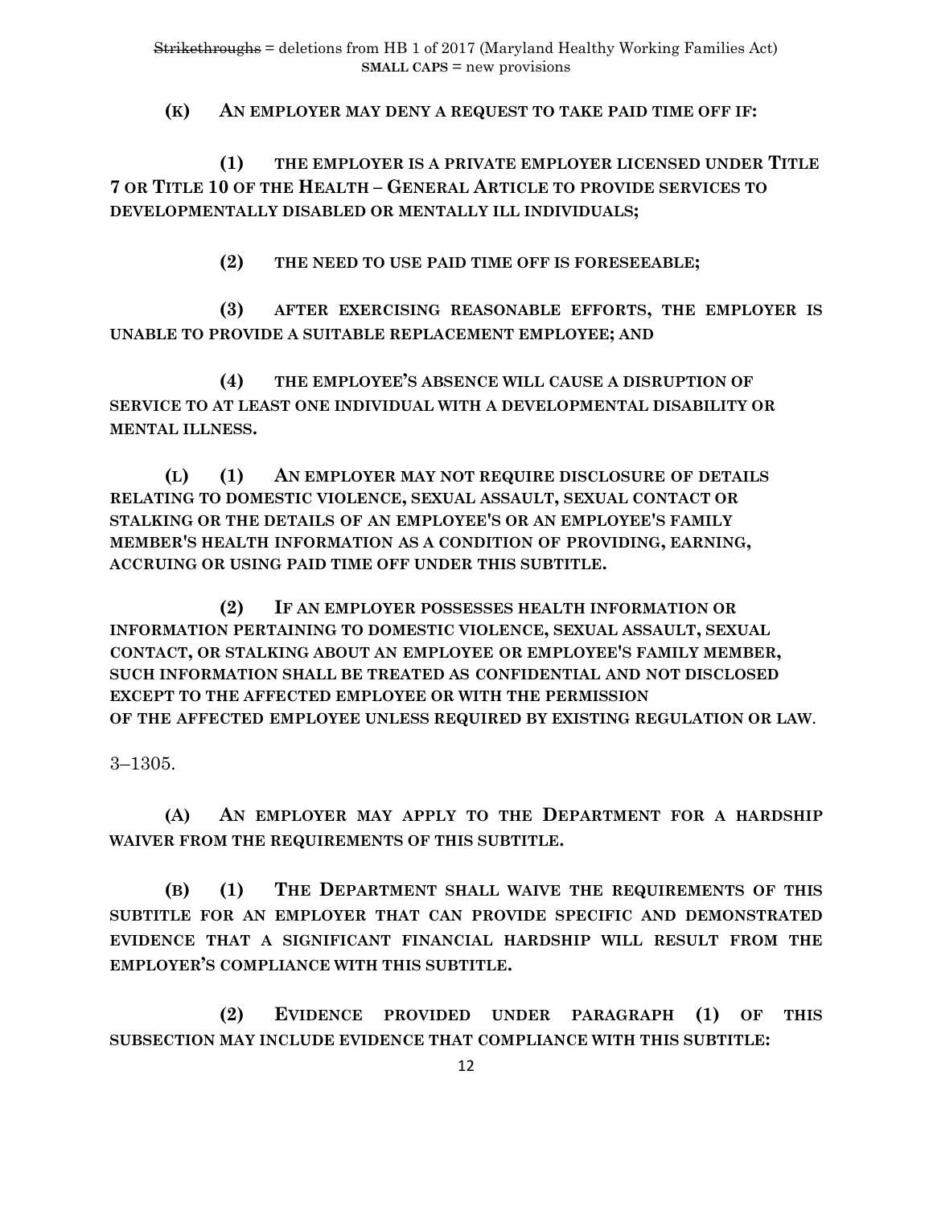Strikethroughs = deletions from HB 1 of 2017 (Maryland Healthy Working Families Act)
**SMALL CAPS** = new provisions

**(K) AN EMPLOYER MAY DENY A REQUEST TO TAKE PAID TIME OFF IF:**

**(1) THE EMPLOYER IS A PRIVATE EMPLOYER LICENSED UNDER TITLE 7 OR TITLE 10 OF THE HEALTH – GENERAL ARTICLE TO PROVIDE SERVICES TO DEVELOPMENTALLY DISABLED OR MENTALLY ILL INDIVIDUALS;**

**(2) THE NEED TO USE PAID TIME OFF IS FORESEEABLE;**

**(3) AFTER EXERCISING REASONABLE EFFORTS, THE EMPLOYER IS UNABLE TO PROVIDE A SUITABLE REPLACEMENT EMPLOYEE; AND**

**(4) THE EMPLOYEE'S ABSENCE WILL CAUSE A DISRUPTION OF SERVICE TO AT LEAST ONE INDIVIDUAL WITH A DEVELOPMENTAL DISABILITY OR MENTAL ILLNESS.**

**(L) (1) AN EMPLOYER MAY NOT REQUIRE DISCLOSURE OF DETAILS RELATING TO DOMESTIC VIOLENCE, SEXUAL ASSAULT, SEXUAL CONTACT OR STALKING OR THE DETAILS OF AN EMPLOYEE'S OR AN EMPLOYEE'S FAMILY MEMBER'S HEALTH INFORMATION AS A CONDITION OF PROVIDING, EARNING, ACCRUING OR USING PAID TIME OFF UNDER THIS SUBTITLE.**

**(2) IF AN EMPLOYER POSSESSES HEALTH INFORMATION OR INFORMATION PERTAINING TO DOMESTIC VIOLENCE, SEXUAL ASSAULT, SEXUAL CONTACT, OR STALKING ABOUT AN EMPLOYEE OR EMPLOYEE'S FAMILY MEMBER, SUCH INFORMATION SHALL BE TREATED AS CONFIDENTIAL AND NOT DISCLOSED EXCEPT TO THE AFFECTED EMPLOYEE OR WITH THE PERMISSION OF THE AFFECTED EMPLOYEE UNLESS REQUIRED BY EXISTING REGULATION OR LAW.**

3–1305.

**(A) AN EMPLOYER MAY APPLY TO THE DEPARTMENT FOR A HARDSHIP WAIVER FROM THE REQUIREMENTS OF THIS SUBTITLE.**

**(B) (1) THE DEPARTMENT SHALL WAIVE THE REQUIREMENTS OF THIS SUBTITLE FOR AN EMPLOYER THAT CAN PROVIDE SPECIFIC AND DEMONSTRATED EVIDENCE THAT A SIGNIFICANT FINANCIAL HARDSHIP WILL RESULT FROM THE EMPLOYER'S COMPLIANCE WITH THIS SUBTITLE.**

**(2) EVIDENCE PROVIDED UNDER PARAGRAPH (1) OF THIS SUBSECTION MAY INCLUDE EVIDENCE THAT COMPLIANCE WITH THIS SUBTITLE:**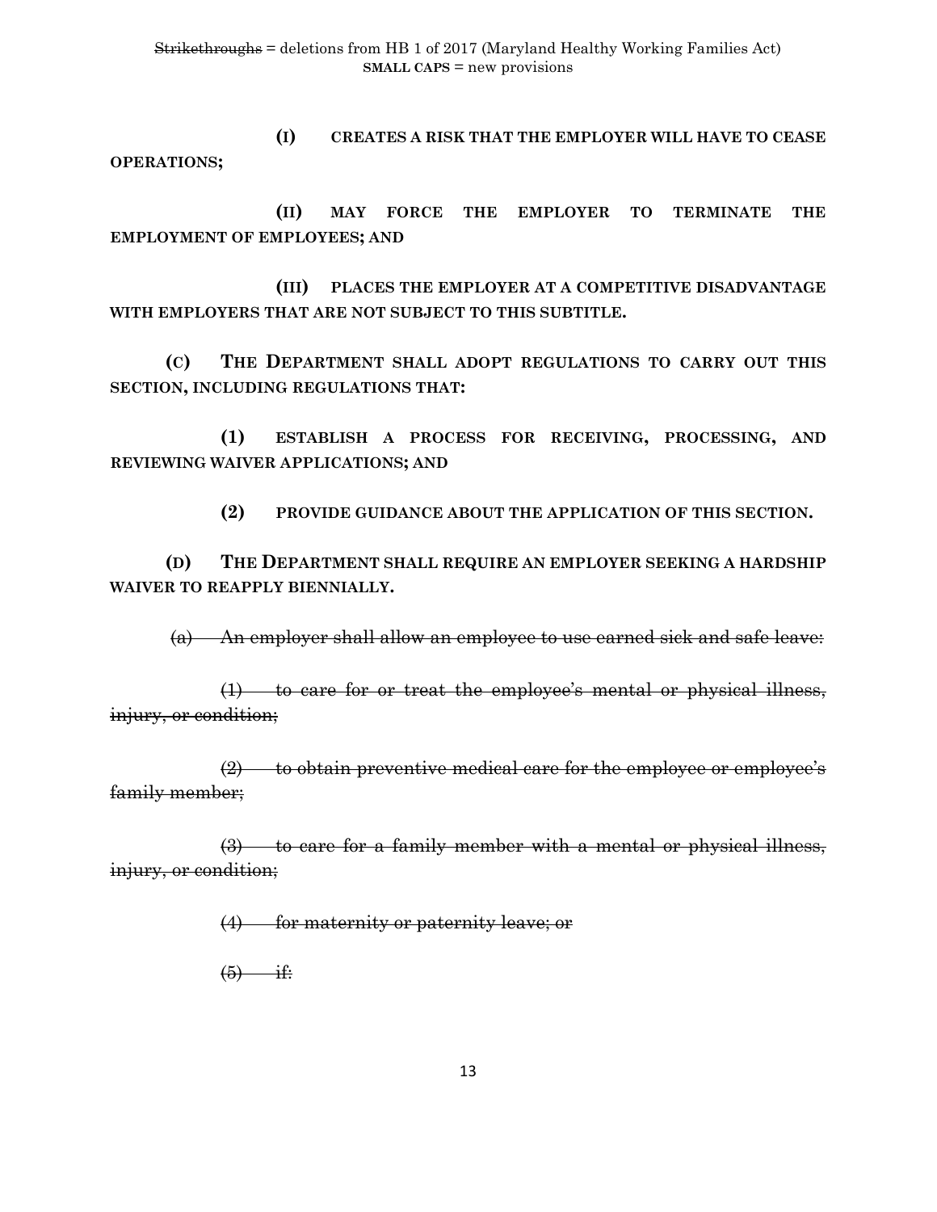**(I) CREATES A RISK THAT THE EMPLOYER WILL HAVE TO CEASE OPERATIONS;**

**(II) MAY FORCE THE EMPLOYER TO TERMINATE THE EMPLOYMENT OF EMPLOYEES; AND**

**(III) PLACES THE EMPLOYER AT A COMPETITIVE DISADVANTAGE WITH EMPLOYERS THAT ARE NOT SUBJECT TO THIS SUBTITLE.**

**(C) THE DEPARTMENT SHALL ADOPT REGULATIONS TO CARRY OUT THIS SECTION, INCLUDING REGULATIONS THAT:**

**(1) ESTABLISH A PROCESS FOR RECEIVING, PROCESSING, AND REVIEWING WAIVER APPLICATIONS; AND**

**(2) PROVIDE GUIDANCE ABOUT THE APPLICATION OF THIS SECTION.**

**(D) THE DEPARTMENT SHALL REQUIRE AN EMPLOYER SEEKING A HARDSHIP WAIVER TO REAPPLY BIENNIALLY.**

~~(a) An employer shall allow an employee to use earned sick and safe leave:~~

~~(1) to care for or treat the employee's mental or physical illness, injury, or condition;~~

~~(2) to obtain preventive medical care for the employee or employee's family member;~~

~~(3) to care for a family member with a mental or physical illness, injury, or condition;~~

~~(4) for maternity or paternity leave; or~~

~~(5) if:~~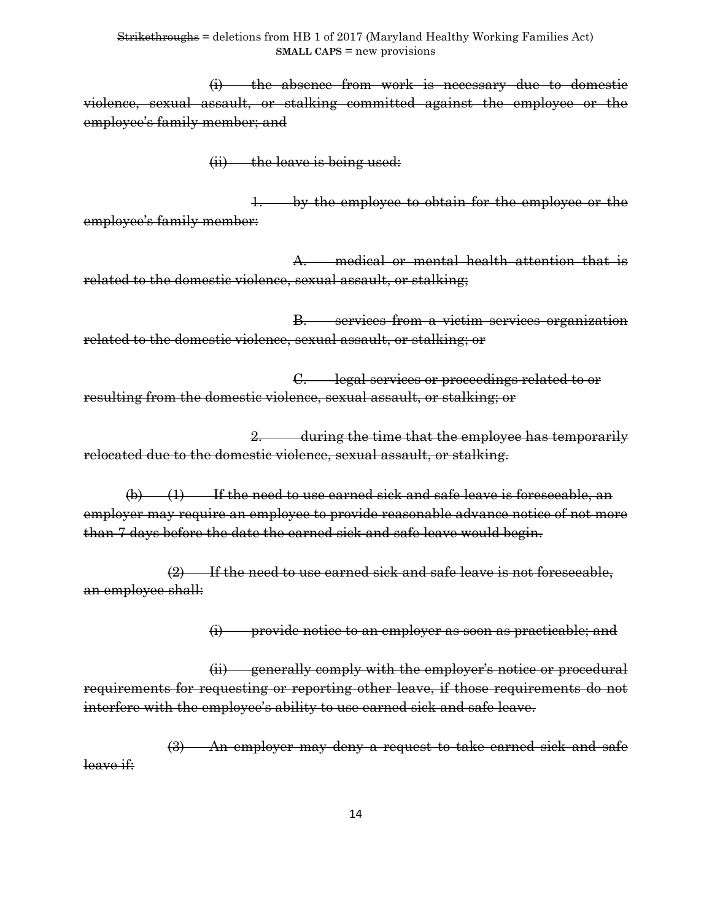~~(i) the absence from work is necessary due to domestic violence, sexual assault, or stalking committed against the employee or the employee's family member; and~~

~~(ii) the leave is being used:~~

~~1. by the employee to obtain for the employee or the employee's family member:~~

~~A. medical or mental health attention that is related to the domestic violence, sexual assault, or stalking;~~

~~B. services from a victim services organization related to the domestic violence, sexual assault, or stalking; or~~

~~C. legal services or proceedings related to or resulting from the domestic violence, sexual assault, or stalking; or~~

~~2. during the time that the employee has temporarily relocated due to the domestic violence, sexual assault, or stalking.~~

~~(b) (1) If the need to use earned sick and safe leave is foreseeable, an employer may require an employee to provide reasonable advance notice of not more than 7 days before the date the earned sick and safe leave would begin.~~

~~(2) If the need to use earned sick and safe leave is not foreseeable, an employee shall:~~

~~(i) provide notice to an employer as soon as practicable; and~~

~~(ii) generally comply with the employer's notice or procedural requirements for requesting or reporting other leave, if those requirements do not interfere with the employee's ability to use earned sick and safe leave.~~

~~(3) An employer may deny a request to take earned sick and safe leave if:~~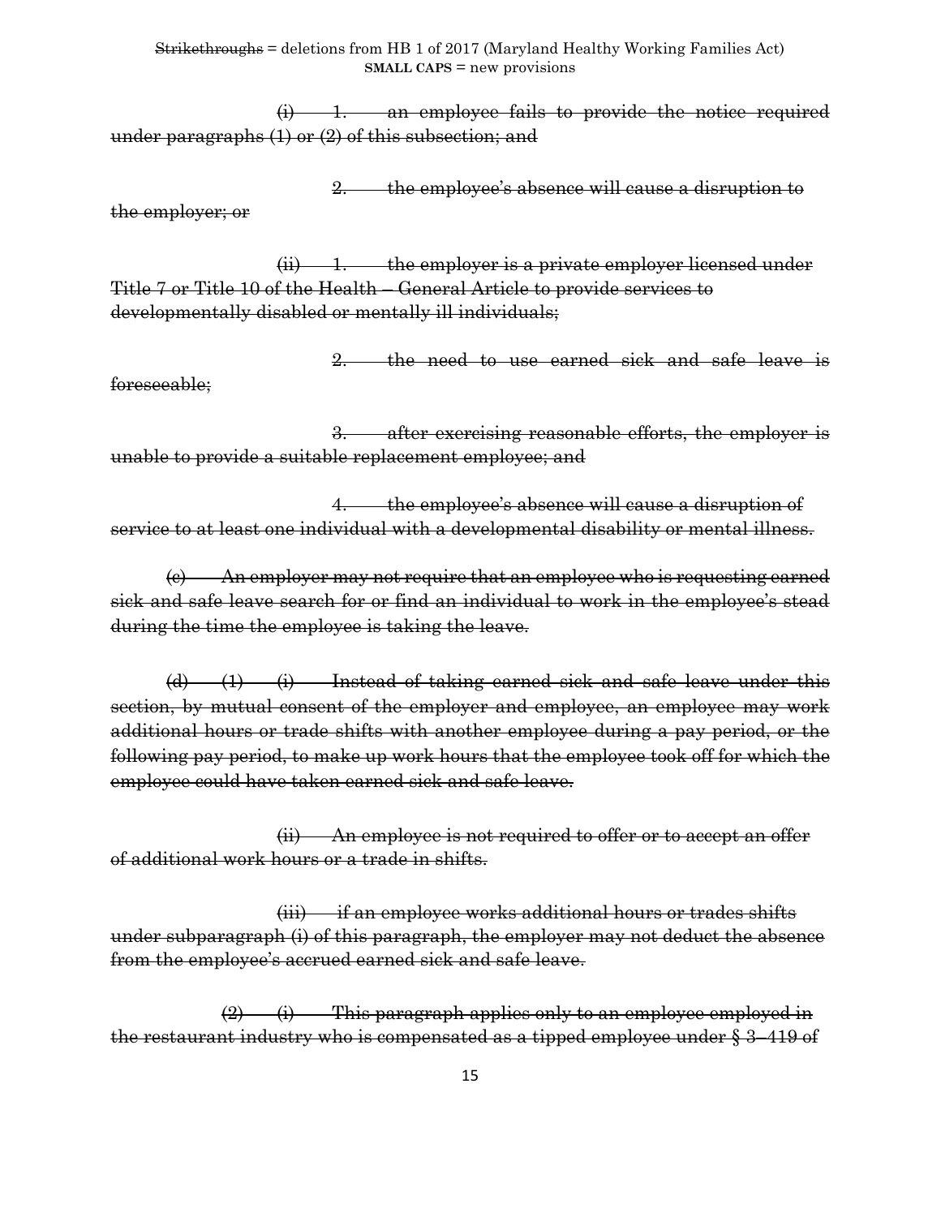~~(i) 1. an employee fails to provide the notice required under paragraphs (1) or (2) of this subsection; and~~

~~2. the employee's absence will cause a disruption to the employer; or~~

~~(ii) 1. the employer is a private employer licensed under Title 7 or Title 10 of the Health – General Article to provide services to developmentally disabled or mentally ill individuals;~~

~~2. the need to use earned sick and safe leave is foreseeable;~~

~~3. after exercising reasonable efforts, the employer is unable to provide a suitable replacement employee; and~~

~~4. the employee's absence will cause a disruption of service to at least one individual with a developmental disability or mental illness.~~

~~(c) An employer may not require that an employee who is requesting earned sick and safe leave search for or find an individual to work in the employee's stead during the time the employee is taking the leave.~~

~~(d) (1) (i) Instead of taking earned sick and safe leave under this section, by mutual consent of the employer and employee, an employee may work additional hours or trade shifts with another employee during a pay period, or the following pay period, to make up work hours that the employee took off for which the employee could have taken earned sick and safe leave.~~

~~(ii) An employee is not required to offer or to accept an offer of additional work hours or a trade in shifts.~~

~~(iii) if an employee works additional hours or trades shifts under subparagraph (i) of this paragraph, the employer may not deduct the absence from the employee's accrued earned sick and safe leave.~~

~~(2) (i) This paragraph applies only to an employee employed in the restaurant industry who is compensated as a tipped employee under § 3–419 of~~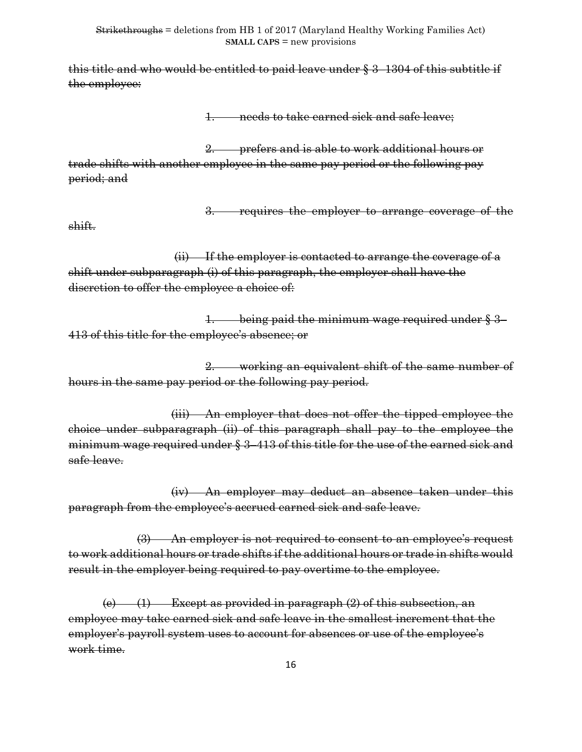~~this title and who would be entitled to paid leave under § 3–1304 of this subtitle if the employee:~~

~~1. needs to take earned sick and safe leave;~~

~~2. prefers and is able to work additional hours or trade shifts with another employee in the same pay period or the following pay period; and~~

~~3. requires the employer to arrange coverage of the shift.~~

~~(ii) If the employer is contacted to arrange the coverage of a shift under subparagraph (i) of this paragraph, the employer shall have the discretion to offer the employee a choice of:~~

~~1. being paid the minimum wage required under § 3–413 of this title for the employee's absence; or~~

~~2. working an equivalent shift of the same number of hours in the same pay period or the following pay period.~~

~~(iii) An employer that does not offer the tipped employee the choice under subparagraph (ii) of this paragraph shall pay to the employee the minimum wage required under § 3–413 of this title for the use of the earned sick and safe leave.~~

~~(iv) An employer may deduct an absence taken under this paragraph from the employee's accrued earned sick and safe leave.~~

~~(3) An employer is not required to consent to an employee's request to work additional hours or trade shifts if the additional hours or trade in shifts would result in the employer being required to pay overtime to the employee.~~

~~(e) (1) Except as provided in paragraph (2) of this subsection, an employee may take earned sick and safe leave in the smallest increment that the employer's payroll system uses to account for absences or use of the employee's work time.~~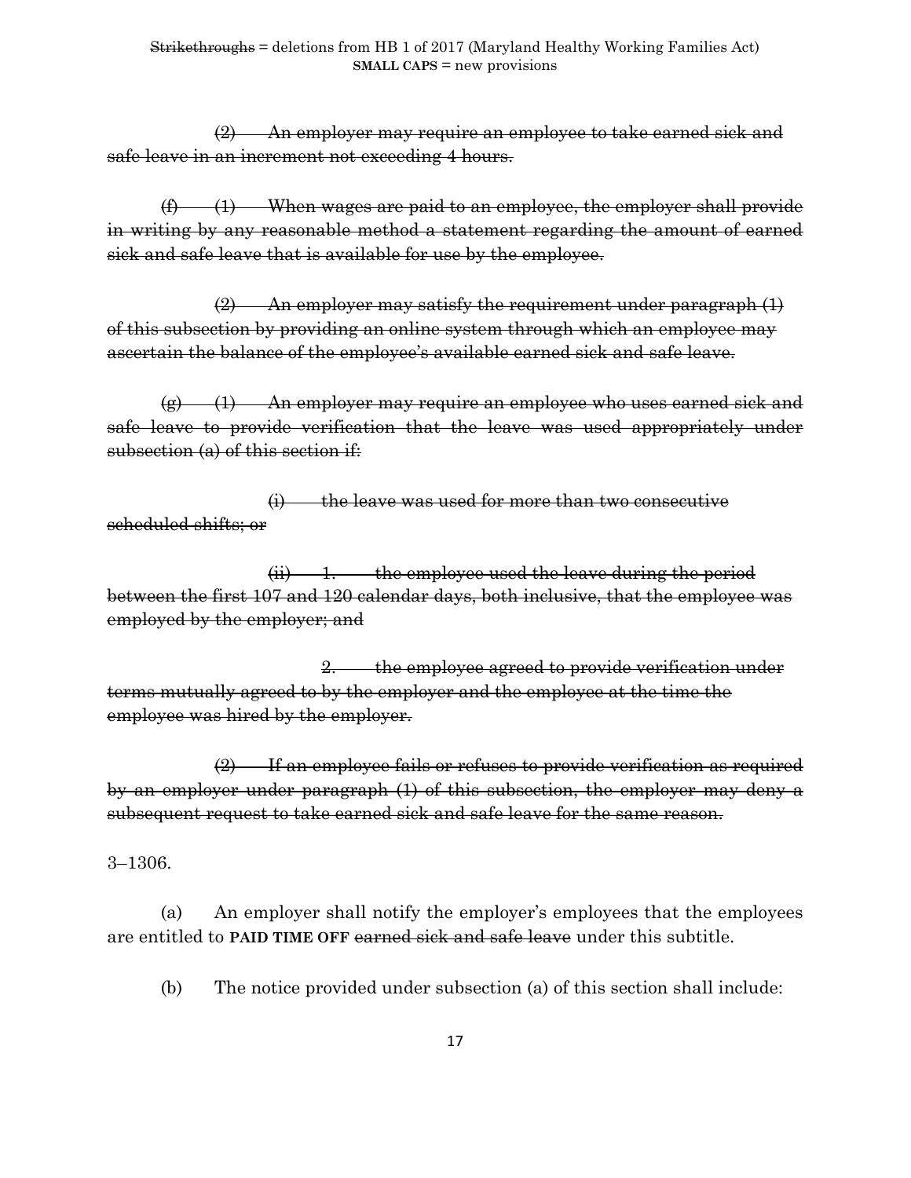~~(2) An employer may require an employee to take earned sick and safe leave in an increment not exceeding 4 hours.~~

~~(f) (1) When wages are paid to an employee, the employer shall provide in writing by any reasonable method a statement regarding the amount of earned sick and safe leave that is available for use by the employee.~~

~~(2) An employer may satisfy the requirement under paragraph (1) of this subsection by providing an online system through which an employee may ascertain the balance of the employee's available earned sick and safe leave.~~

~~(g) (1) An employer may require an employee who uses earned sick and safe leave to provide verification that the leave was used appropriately under subsection (a) of this section if:~~

~~(i) the leave was used for more than two consecutive scheduled shifts; or~~

~~(ii) 1. the employee used the leave during the period between the first 107 and 120 calendar days, both inclusive, that the employee was employed by the employer; and~~

~~2. the employee agreed to provide verification under terms mutually agreed to by the employer and the employee at the time the employee was hired by the employer.~~

~~(2) If an employee fails or refuses to provide verification as required by an employer under paragraph (1) of this subsection, the employer may deny a subsequent request to take earned sick and safe leave for the same reason.~~

3–1306.

(a) An employer shall notify the employer's employees that the employees are entitled to **PAID TIME OFF** ~~earned sick and safe leave~~ under this subtitle.

(b) The notice provided under subsection (a) of this section shall include: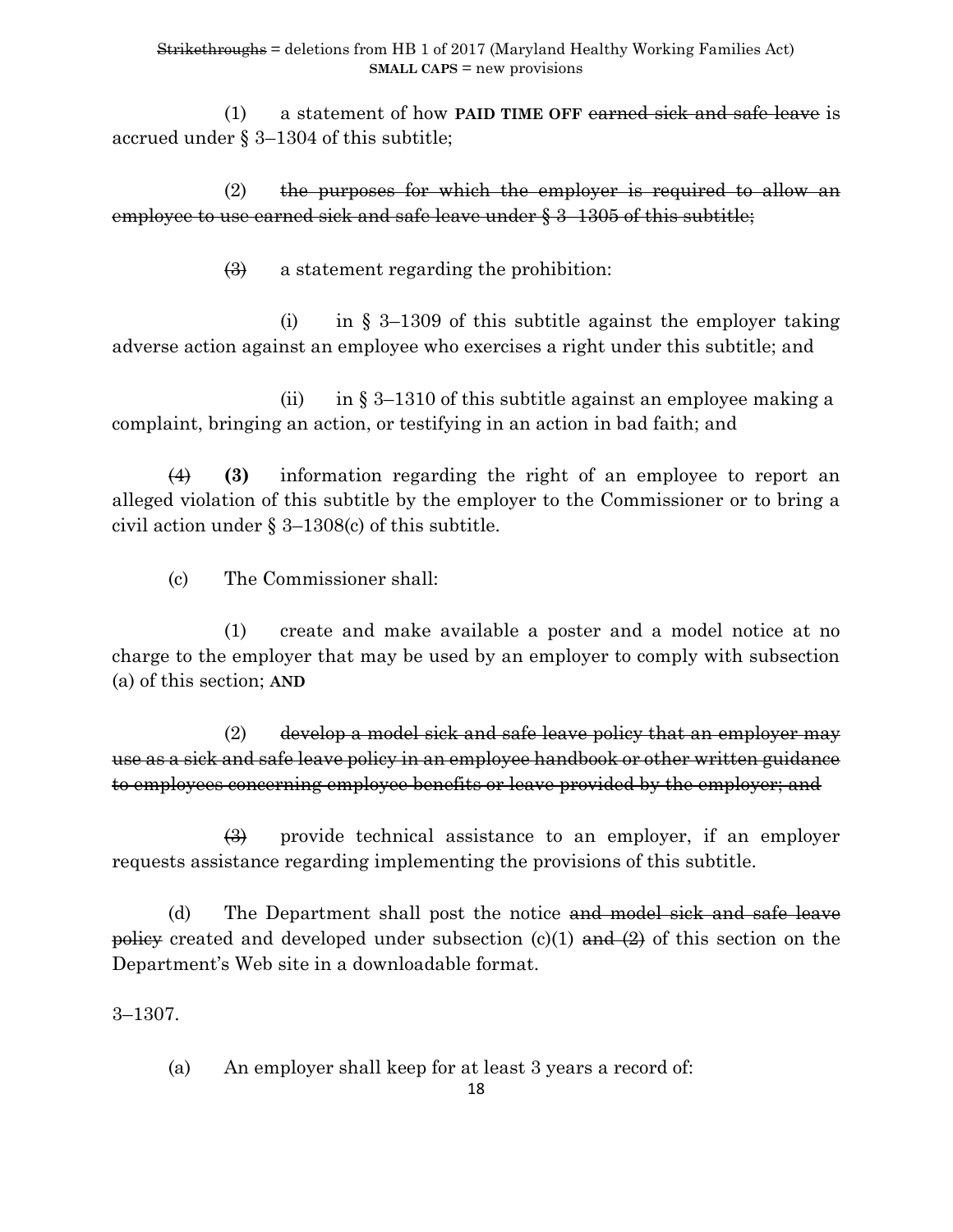(1) a statement of how **PAID TIME OFF** ~~earned sick and safe leave~~ is accrued under § 3–1304 of this subtitle;

(2) ~~the purposes for which the employer is required to allow an employee to use earned sick and safe leave under § 3–1305 of this subtitle;~~

~~(3)~~ a statement regarding the prohibition:

(i) in § 3–1309 of this subtitle against the employer taking adverse action against an employee who exercises a right under this subtitle; and

(ii) in § 3–1310 of this subtitle against an employee making a complaint, bringing an action, or testifying in an action in bad faith; and

~~(4)~~ **(3)** information regarding the right of an employee to report an alleged violation of this subtitle by the employer to the Commissioner or to bring a civil action under § 3–1308(c) of this subtitle.

(c) The Commissioner shall:

(1) create and make available a poster and a model notice at no charge to the employer that may be used by an employer to comply with subsection (a) of this section; **AND**

(2) ~~develop a model sick and safe leave policy that an employer may use as a sick and safe leave policy in an employee handbook or other written guidance to employees concerning employee benefits or leave provided by the employer; and~~

~~(3)~~ provide technical assistance to an employer, if an employer requests assistance regarding implementing the provisions of this subtitle.

(d) The Department shall post the notice ~~and model sick and safe leave policy~~ created and developed under subsection (c)(1) ~~and (2)~~ of this section on the Department's Web site in a downloadable format.

3–1307.

(a) An employer shall keep for at least 3 years a record of: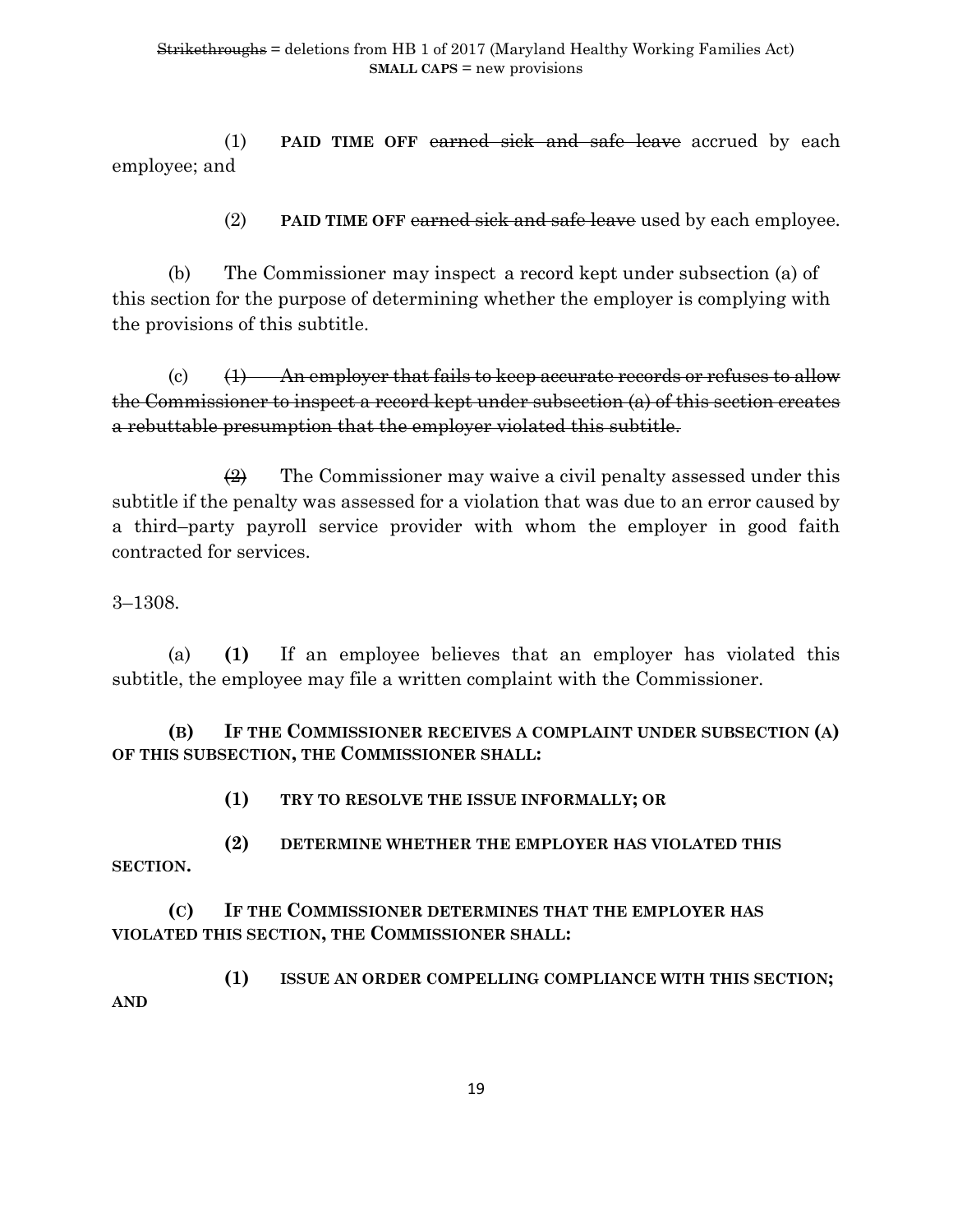(1) **PAID TIME OFF** ~~earned sick and safe leave~~ accrued by each employee; and

(2) **PAID TIME OFF** ~~earned sick and safe leave~~ used by each employee.

(b) The Commissioner may inspect a record kept under subsection (a) of this section for the purpose of determining whether the employer is complying with the provisions of this subtitle.

(c) ~~(1) An employer that fails to keep accurate records or refuses to allow the Commissioner to inspect a record kept under subsection (a) of this section creates a rebuttable presumption that the employer violated this subtitle.~~

~~(2)~~ The Commissioner may waive a civil penalty assessed under this subtitle if the penalty was assessed for a violation that was due to an error caused by a third–party payroll service provider with whom the employer in good faith contracted for services.

3–1308.

(a) **(1)** If an employee believes that an employer has violated this subtitle, the employee may file a written complaint with the Commissioner.

**(B) IF THE COMMISSIONER RECEIVES A COMPLAINT UNDER SUBSECTION (A) OF THIS SUBSECTION, THE COMMISSIONER SHALL:**

**(1) TRY TO RESOLVE THE ISSUE INFORMALLY; OR**

**(2) DETERMINE WHETHER THE EMPLOYER HAS VIOLATED THIS SECTION.**

**(C) IF THE COMMISSIONER DETERMINES THAT THE EMPLOYER HAS VIOLATED THIS SECTION, THE COMMISSIONER SHALL:**

**(1) ISSUE AN ORDER COMPELLING COMPLIANCE WITH THIS SECTION; AND**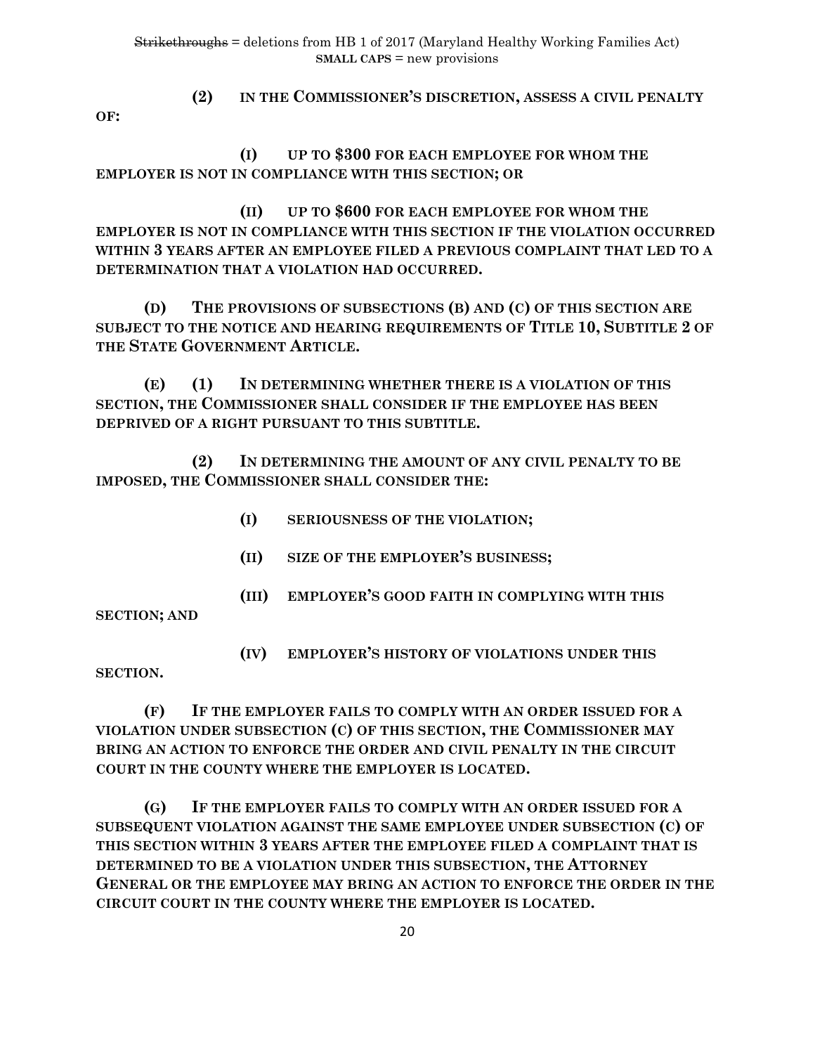~~Strikethroughs~~ = deletions from HB 1 of 2017 (Maryland Healthy Working Families Act)
**SMALL CAPS** = new provisions

**(2) IN THE COMMISSIONER'S DISCRETION, ASSESS A CIVIL PENALTY OF:**

**(I) UP TO $300 FOR EACH EMPLOYEE FOR WHOM THE EMPLOYER IS NOT IN COMPLIANCE WITH THIS SECTION; OR**

**(II) UP TO $600 FOR EACH EMPLOYEE FOR WHOM THE EMPLOYER IS NOT IN COMPLIANCE WITH THIS SECTION IF THE VIOLATION OCCURRED WITHIN 3 YEARS AFTER AN EMPLOYEE FILED A PREVIOUS COMPLAINT THAT LED TO A DETERMINATION THAT A VIOLATION HAD OCCURRED.**

**(D) THE PROVISIONS OF SUBSECTIONS (B) AND (C) OF THIS SECTION ARE SUBJECT TO THE NOTICE AND HEARING REQUIREMENTS OF TITLE 10, SUBTITLE 2 OF THE STATE GOVERNMENT ARTICLE.**

**(E) (1) IN DETERMINING WHETHER THERE IS A VIOLATION OF THIS SECTION, THE COMMISSIONER SHALL CONSIDER IF THE EMPLOYEE HAS BEEN DEPRIVED OF A RIGHT PURSUANT TO THIS SUBTITLE.**

**(2) IN DETERMINING THE AMOUNT OF ANY CIVIL PENALTY TO BE IMPOSED, THE COMMISSIONER SHALL CONSIDER THE:**

**(I) SERIOUSNESS OF THE VIOLATION;**

**(II) SIZE OF THE EMPLOYER'S BUSINESS;**

**(III) EMPLOYER'S GOOD FAITH IN COMPLYING WITH THIS SECTION; AND**

**(IV) EMPLOYER'S HISTORY OF VIOLATIONS UNDER THIS SECTION.**

**(F) IF THE EMPLOYER FAILS TO COMPLY WITH AN ORDER ISSUED FOR A VIOLATION UNDER SUBSECTION (C) OF THIS SECTION, THE COMMISSIONER MAY BRING AN ACTION TO ENFORCE THE ORDER AND CIVIL PENALTY IN THE CIRCUIT COURT IN THE COUNTY WHERE THE EMPLOYER IS LOCATED.**

**(G) IF THE EMPLOYER FAILS TO COMPLY WITH AN ORDER ISSUED FOR A SUBSEQUENT VIOLATION AGAINST THE SAME EMPLOYEE UNDER SUBSECTION (C) OF THIS SECTION WITHIN 3 YEARS AFTER THE EMPLOYEE FILED A COMPLAINT THAT IS DETERMINED TO BE A VIOLATION UNDER THIS SUBSECTION, THE ATTORNEY GENERAL OR THE EMPLOYEE MAY BRING AN ACTION TO ENFORCE THE ORDER IN THE CIRCUIT COURT IN THE COUNTY WHERE THE EMPLOYER IS LOCATED.**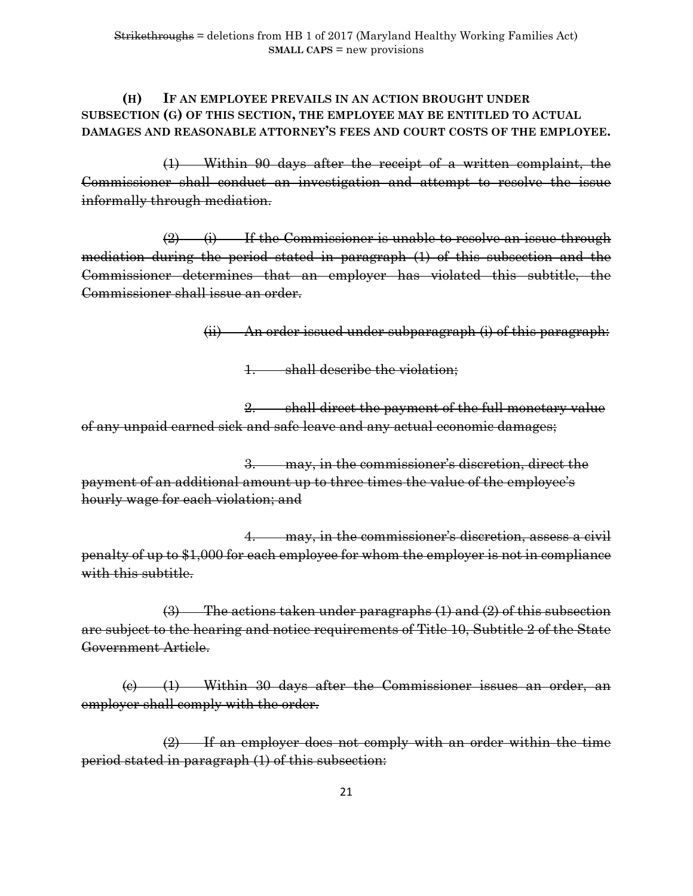~~Strikethroughs~~ = deletions from HB 1 of 2017 (Maryland Healthy Working Families Act)
**SMALL CAPS** = new provisions

**(H) IF AN EMPLOYEE PREVAILS IN AN ACTION BROUGHT UNDER SUBSECTION (G) OF THIS SECTION, THE EMPLOYEE MAY BE ENTITLED TO ACTUAL DAMAGES AND REASONABLE ATTORNEY'S FEES AND COURT COSTS OF THE EMPLOYEE.**

~~(1) Within 90 days after the receipt of a written complaint, the Commissioner shall conduct an investigation and attempt to resolve the issue informally through mediation.~~

~~(2) (i) If the Commissioner is unable to resolve an issue through mediation during the period stated in paragraph (1) of this subsection and the Commissioner determines that an employer has violated this subtitle, the Commissioner shall issue an order.~~

~~(ii) An order issued under subparagraph (i) of this paragraph:~~

~~1. shall describe the violation;~~

~~2. shall direct the payment of the full monetary value of any unpaid earned sick and safe leave and any actual economic damages;~~

~~3. may, in the commissioner's discretion, direct the payment of an additional amount up to three times the value of the employee's hourly wage for each violation; and~~

~~4. may, in the commissioner's discretion, assess a civil penalty of up to $1,000 for each employee for whom the employer is not in compliance with this subtitle.~~

~~(3) The actions taken under paragraphs (1) and (2) of this subsection are subject to the hearing and notice requirements of Title 10, Subtitle 2 of the State Government Article.~~

~~(c) (1) Within 30 days after the Commissioner issues an order, an employer shall comply with the order.~~

~~(2) If an employer does not comply with an order within the time period stated in paragraph (1) of this subsection:~~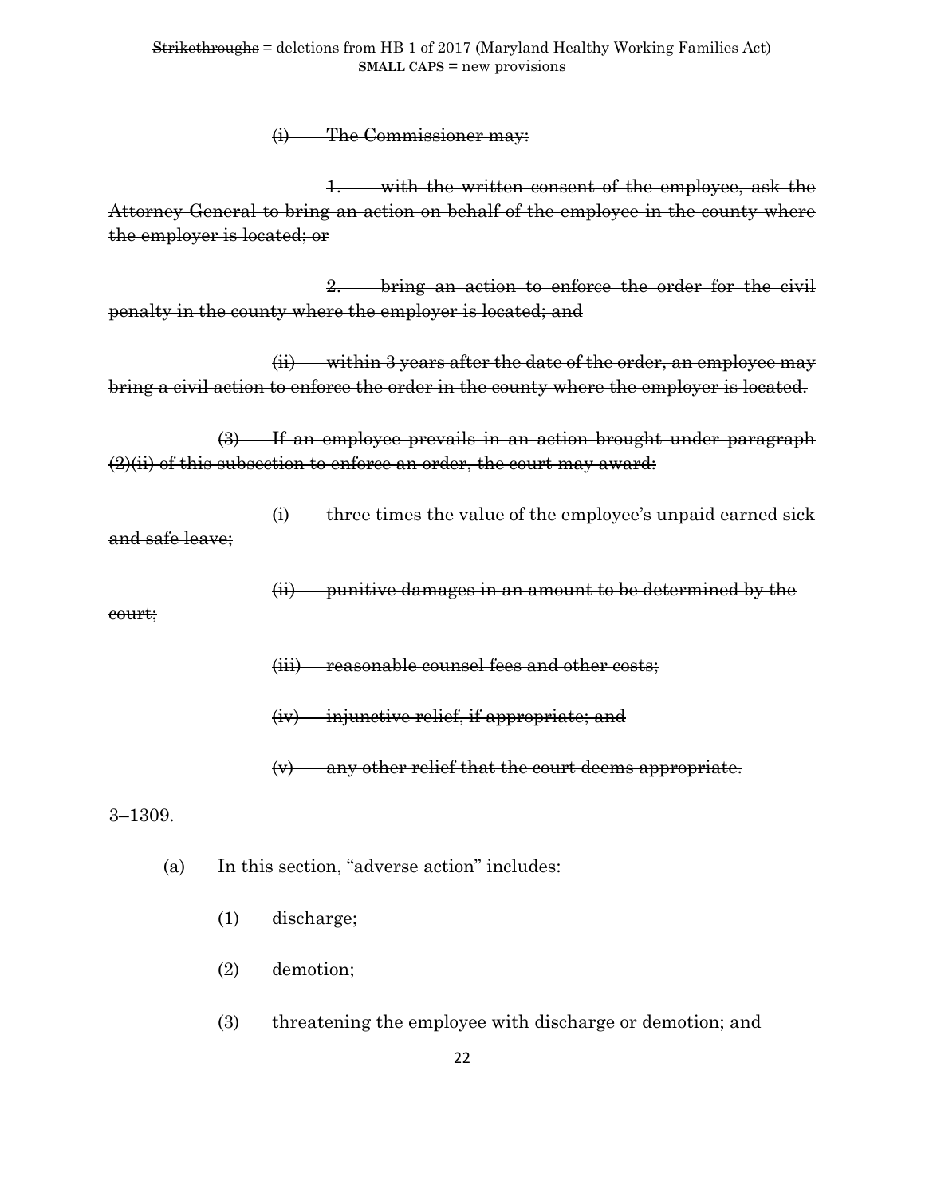~~Strikethroughs~~ = deletions from HB 1 of 2017 (Maryland Healthy Working Families Act)
**SMALL CAPS** = new provisions

~~(i) The Commissioner may:~~

~~1. with the written consent of the employee, ask the Attorney General to bring an action on behalf of the employee in the county where the employer is located; or~~

~~2. bring an action to enforce the order for the civil penalty in the county where the employer is located; and~~

~~(ii) within 3 years after the date of the order, an employee may bring a civil action to enforce the order in the county where the employer is located.~~

~~(3) If an employee prevails in an action brought under paragraph (2)(ii) of this subsection to enforce an order, the court may award:~~

~~(i) three times the value of the employee's unpaid earned sick and safe leave;~~

~~(ii) punitive damages in an amount to be determined by the court;~~

~~(iii) reasonable counsel fees and other costs;~~

~~(iv) injunctive relief, if appropriate; and~~

~~(v) any other relief that the court deems appropriate.~~

3–1309.

(a) In this section, "adverse action" includes:

(1) discharge;

(2) demotion;

(3) threatening the employee with discharge or demotion; and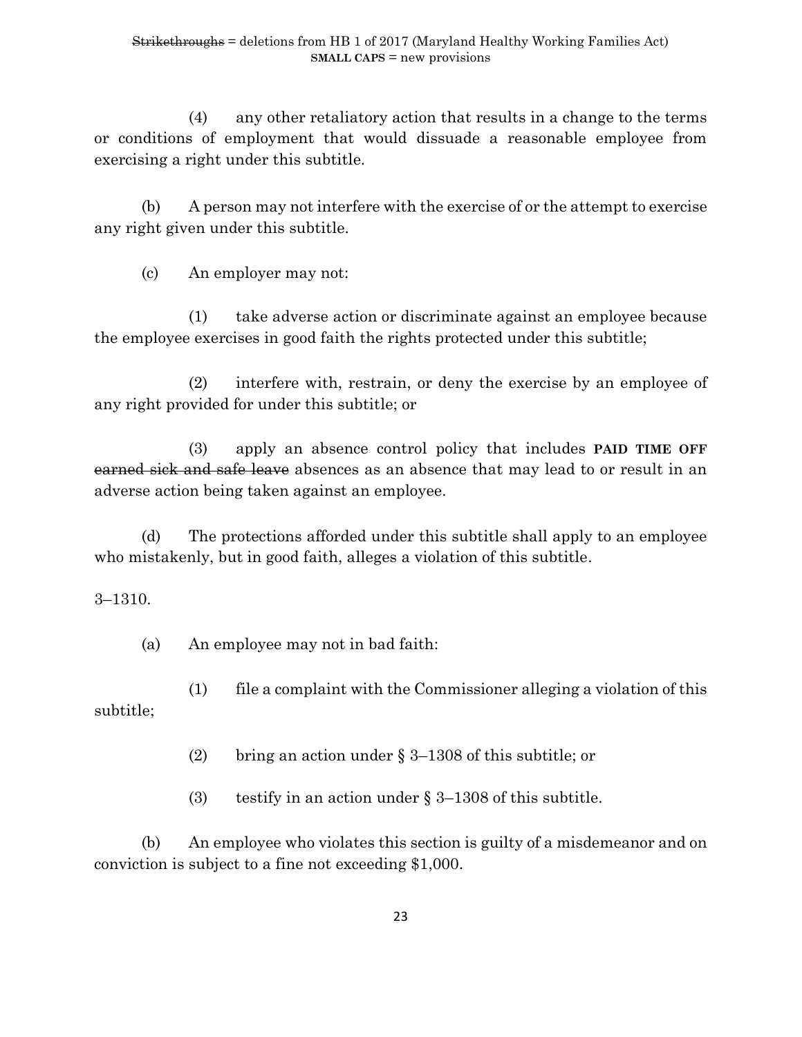(4) any other retaliatory action that results in a change to the terms or conditions of employment that would dissuade a reasonable employee from exercising a right under this subtitle.

(b) A person may not interfere with the exercise of or the attempt to exercise any right given under this subtitle.

(c) An employer may not:

(1) take adverse action or discriminate against an employee because the employee exercises in good faith the rights protected under this subtitle;

(2) interfere with, restrain, or deny the exercise by an employee of any right provided for under this subtitle; or

(3) apply an absence control policy that includes **PAID TIME OFF** ~~earned sick and safe leave~~ absences as an absence that may lead to or result in an adverse action being taken against an employee.

(d) The protections afforded under this subtitle shall apply to an employee who mistakenly, but in good faith, alleges a violation of this subtitle.

3–1310.

(a) An employee may not in bad faith:

(1) file a complaint with the Commissioner alleging a violation of this subtitle;

(2) bring an action under § 3–1308 of this subtitle; or

(3) testify in an action under § 3–1308 of this subtitle.

(b) An employee who violates this section is guilty of a misdemeanor and on conviction is subject to a fine not exceeding $1,000.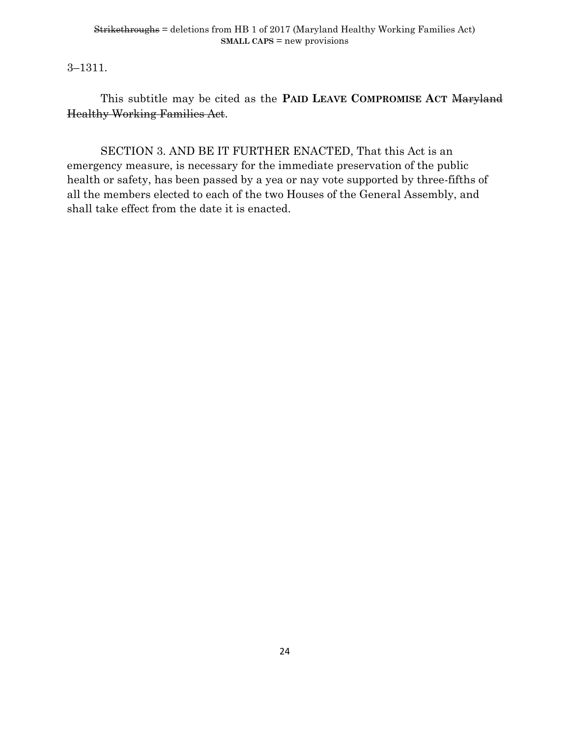3–1311.

This subtitle may be cited as the **PAID LEAVE COMPROMISE ACT** ~~Maryland Healthy Working Families Act~~.

SECTION 3. AND BE IT FURTHER ENACTED, That this Act is an emergency measure, is necessary for the immediate preservation of the public health or safety, has been passed by a yea or nay vote supported by three-fifths of all the members elected to each of the two Houses of the General Assembly, and shall take effect from the date it is enacted.